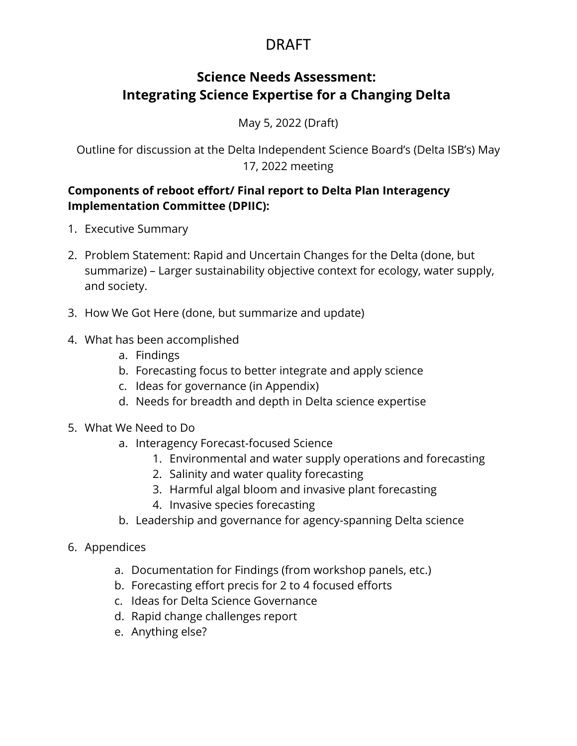DRAFT

# Science Needs Assessment: Integrating Science Expertise for a Changing Delta

May 5, 2022 (Draft)

Outline for discussion at the Delta Independent Science Board's (Delta ISB's) May 17, 2022 meeting

**Components of reboot effort/ Final report to Delta Plan Interagency Implementation Committee (DPIIC):**

1. Executive Summary
2. Problem Statement: Rapid and Uncertain Changes for the Delta (done, but summarize) – Larger sustainability objective context for ecology, water supply, and society.
3. How We Got Here (done, but summarize and update)
4. What has been accomplished
    a. Findings
    b. Forecasting focus to better integrate and apply science
    c. Ideas for governance (in Appendix)
    d. Needs for breadth and depth in Delta science expertise
5. What We Need to Do
    a. Interagency Forecast-focused Science
        1. Environmental and water supply operations and forecasting
        2. Salinity and water quality forecasting
        3. Harmful algal bloom and invasive plant forecasting
        4. Invasive species forecasting
    b. Leadership and governance for agency-spanning Delta science
6. Appendices
    a. Documentation for Findings (from workshop panels, etc.)
    b. Forecasting effort precis for 2 to 4 focused efforts
    c. Ideas for Delta Science Governance
    d. Rapid change challenges report
    e. Anything else?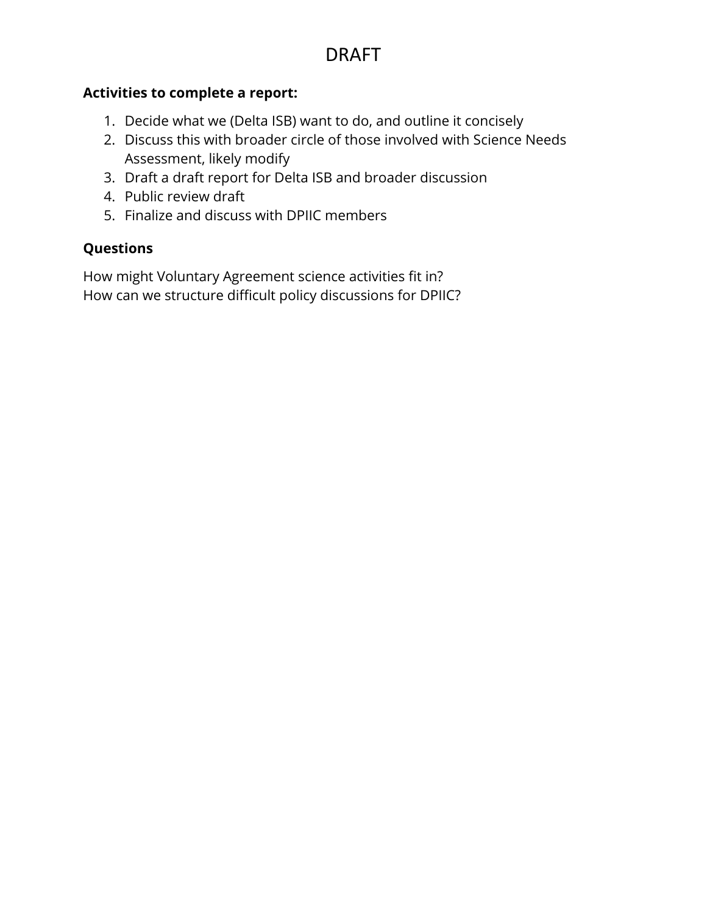# DRAFT

**Activities to complete a report:**

1. Decide what we (Delta ISB) want to do, and outline it concisely
2. Discuss this with broader circle of those involved with Science Needs Assessment, likely modify
3. Draft a draft report for Delta ISB and broader discussion
4. Public review draft
5. Finalize and discuss with DPIIC members

**Questions**

How might Voluntary Agreement science activities fit in?
How can we structure difficult policy discussions for DPIIC?